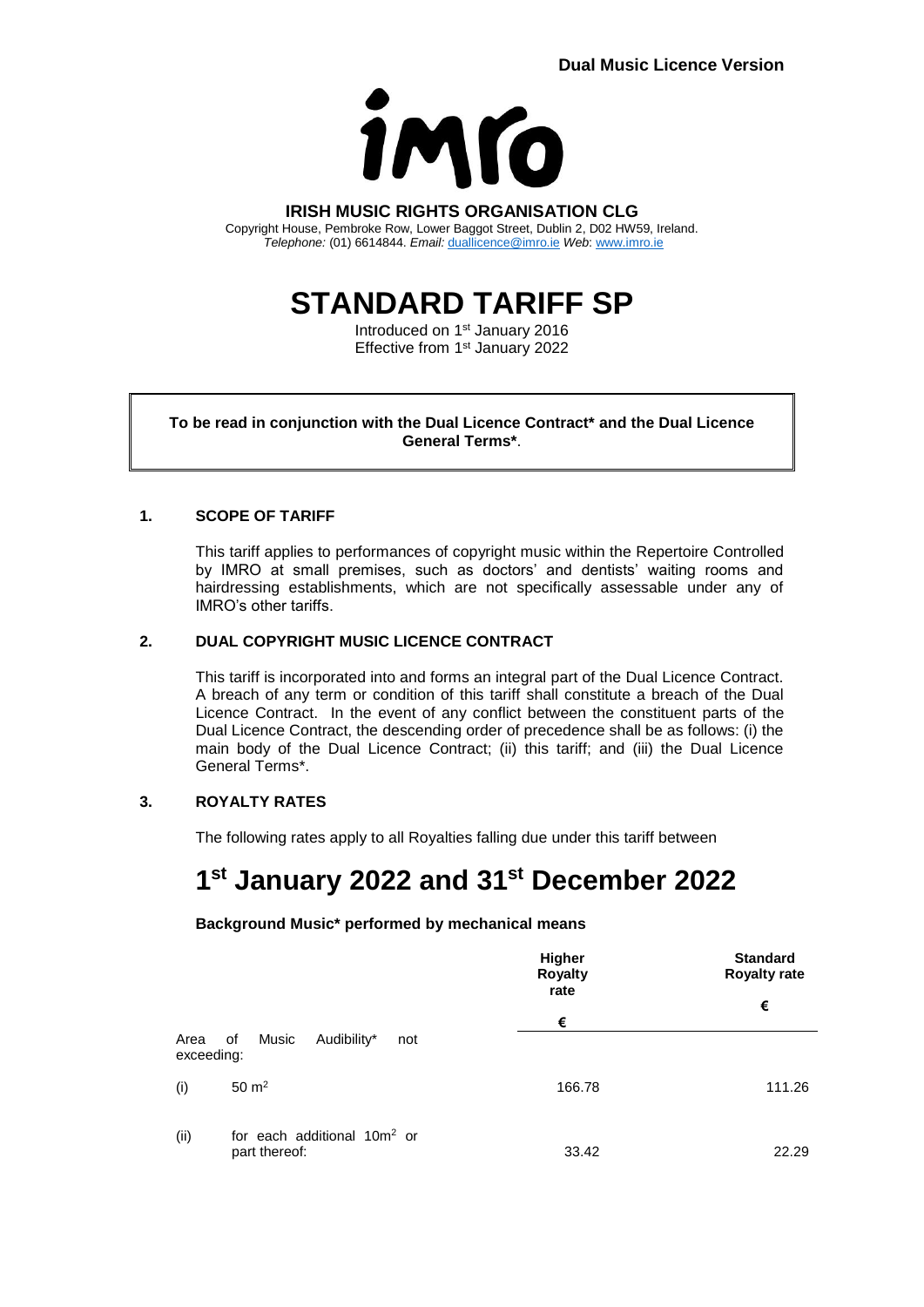**Dual Music Licence Version**

imro

**IRISH MUSIC RIGHTS ORGANISATION CLG**
Copyright House, Pembroke Row, Lower Baggot Street, Dublin 2, D02 HW59, Ireland.
*Telephone:* (01) 6614844. *Email:* duallicence@imro.ie *Web*: www.imro.ie

# STANDARD TARIFF SP

Introduced on 1st January 2016
Effective from 1st January 2022

**To be read in conjunction with the Dual Licence Contract* and the Dual Licence General Terms***.

## 1. SCOPE OF TARIFF

This tariff applies to performances of copyright music within the Repertoire Controlled by IMRO at small premises, such as doctors' and dentists' waiting rooms and hairdressing establishments, which are not specifically assessable under any of IMRO's other tariffs.

## 2. DUAL COPYRIGHT MUSIC LICENCE CONTRACT

This tariff is incorporated into and forms an integral part of the Dual Licence Contract. A breach of any term or condition of this tariff shall constitute a breach of the Dual Licence Contract. In the event of any conflict between the constituent parts of the Dual Licence Contract, the descending order of precedence shall be as follows: (i) the main body of the Dual Licence Contract; (ii) this tariff; and (iii) the Dual Licence General Terms*.

## 3. ROYALTY RATES

The following rates apply to all Royalties falling due under this tariff between

# 1st January 2022 and 31st December 2022

**Background Music* performed by mechanical means**

| | | Higher Royalty rate € | Standard Royalty rate € |
|---|---|---|---|
| Area of Music Audibility* not exceeding: | | | |
| (i) | 50 m² | 166.78 | 111.26 |
| (ii) | for each additional 10m² or part thereof: | 33.42 | 22.29 |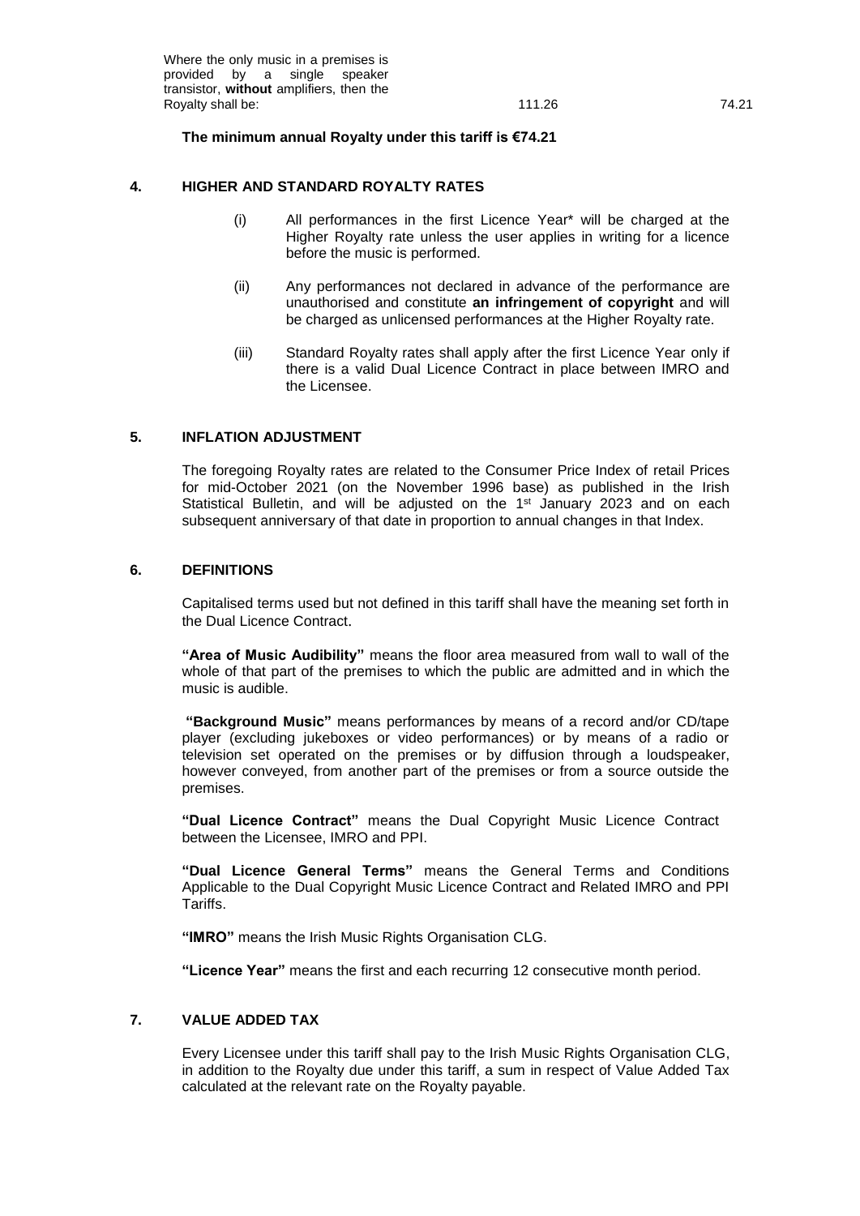| | | |
|---|---|---|
| Where the only music in a premises is provided by a single speaker transistor, **without** amplifiers, then the Royalty shall be: | 111.26 | 74.21 |

**The minimum annual Royalty under this tariff is €74.21**

## 4. HIGHER AND STANDARD ROYALTY RATES

(i) All performances in the first Licence Year* will be charged at the Higher Royalty rate unless the user applies in writing for a licence before the music is performed.

(ii) Any performances not declared in advance of the performance are unauthorised and constitute **an infringement of copyright** and will be charged as unlicensed performances at the Higher Royalty rate.

(iii) Standard Royalty rates shall apply after the first Licence Year only if there is a valid Dual Licence Contract in place between IMRO and the Licensee.

## 5. INFLATION ADJUSTMENT

The foregoing Royalty rates are related to the Consumer Price Index of retail Prices for mid-October 2021 (on the November 1996 base) as published in the Irish Statistical Bulletin, and will be adjusted on the 1st January 2023 and on each subsequent anniversary of that date in proportion to annual changes in that Index.

## 6. DEFINITIONS

Capitalised terms used but not defined in this tariff shall have the meaning set forth in the Dual Licence Contract.

**"Area of Music Audibility"** means the floor area measured from wall to wall of the whole of that part of the premises to which the public are admitted and in which the music is audible.

**"Background Music"** means performances by means of a record and/or CD/tape player (excluding jukeboxes or video performances) or by means of a radio or television set operated on the premises or by diffusion through a loudspeaker, however conveyed, from another part of the premises or from a source outside the premises.

**"Dual Licence Contract"** means the Dual Copyright Music Licence Contract between the Licensee, IMRO and PPI.

**"Dual Licence General Terms"** means the General Terms and Conditions Applicable to the Dual Copyright Music Licence Contract and Related IMRO and PPI Tariffs.

**"IMRO"** means the Irish Music Rights Organisation CLG.

**"Licence Year"** means the first and each recurring 12 consecutive month period.

## 7. VALUE ADDED TAX

Every Licensee under this tariff shall pay to the Irish Music Rights Organisation CLG, in addition to the Royalty due under this tariff, a sum in respect of Value Added Tax calculated at the relevant rate on the Royalty payable.